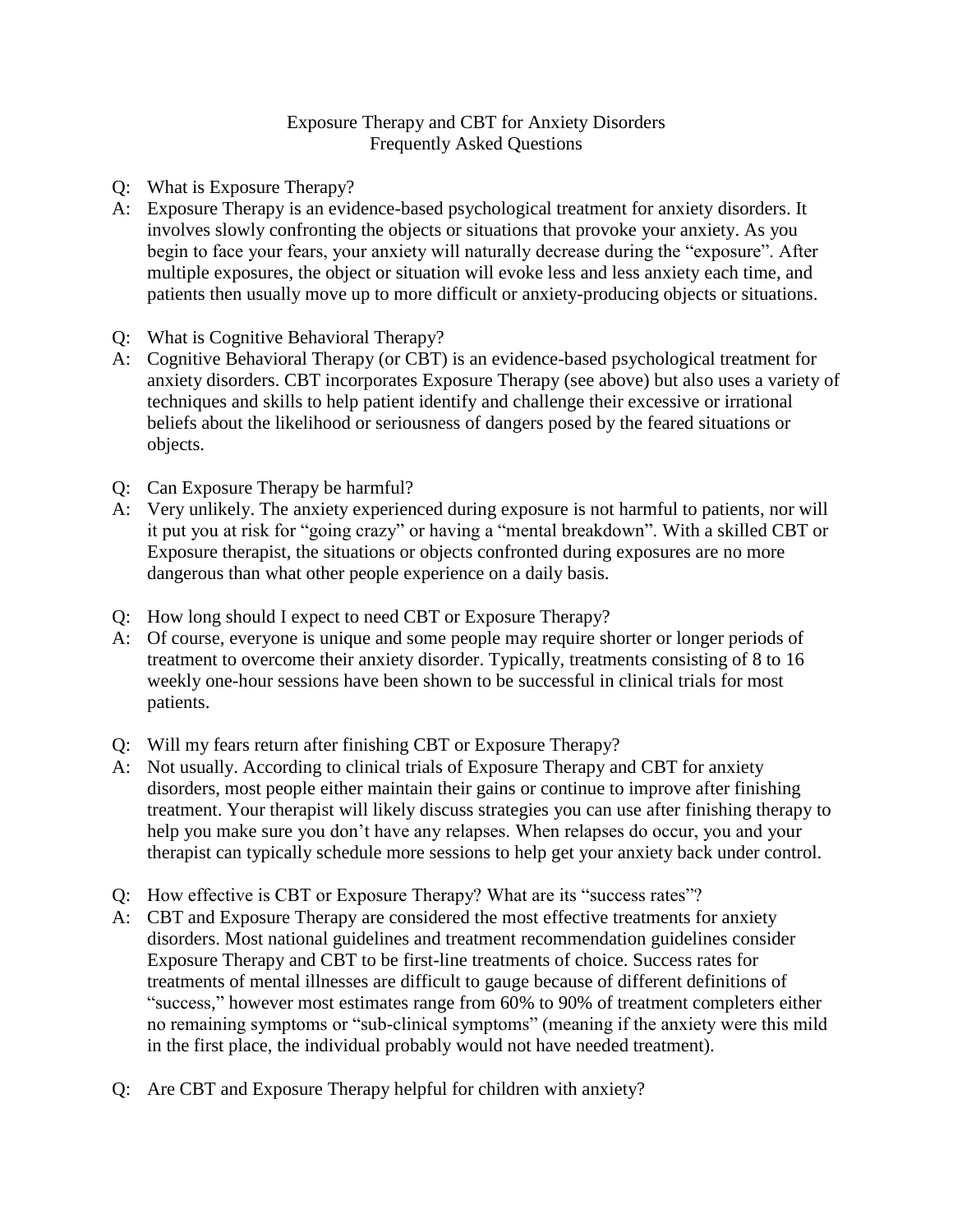# Exposure Therapy and CBT for Anxiety Disorders
## Frequently Asked Questions

Q: What is Exposure Therapy?

A: Exposure Therapy is an evidence-based psychological treatment for anxiety disorders. It involves slowly confronting the objects or situations that provoke your anxiety. As you begin to face your fears, your anxiety will naturally decrease during the "exposure". After multiple exposures, the object or situation will evoke less and less anxiety each time, and patients then usually move up to more difficult or anxiety-producing objects or situations.

Q: What is Cognitive Behavioral Therapy?

A: Cognitive Behavioral Therapy (or CBT) is an evidence-based psychological treatment for anxiety disorders. CBT incorporates Exposure Therapy (see above) but also uses a variety of techniques and skills to help patient identify and challenge their excessive or irrational beliefs about the likelihood or seriousness of dangers posed by the feared situations or objects.

Q: Can Exposure Therapy be harmful?

A: Very unlikely. The anxiety experienced during exposure is not harmful to patients, nor will it put you at risk for "going crazy" or having a "mental breakdown". With a skilled CBT or Exposure therapist, the situations or objects confronted during exposures are no more dangerous than what other people experience on a daily basis.

Q: How long should I expect to need CBT or Exposure Therapy?

A: Of course, everyone is unique and some people may require shorter or longer periods of treatment to overcome their anxiety disorder. Typically, treatments consisting of 8 to 16 weekly one-hour sessions have been shown to be successful in clinical trials for most patients.

Q: Will my fears return after finishing CBT or Exposure Therapy?

A: Not usually. According to clinical trials of Exposure Therapy and CBT for anxiety disorders, most people either maintain their gains or continue to improve after finishing treatment. Your therapist will likely discuss strategies you can use after finishing therapy to help you make sure you don't have any relapses. When relapses do occur, you and your therapist can typically schedule more sessions to help get your anxiety back under control.

Q: How effective is CBT or Exposure Therapy? What are its "success rates"?

A: CBT and Exposure Therapy are considered the most effective treatments for anxiety disorders. Most national guidelines and treatment recommendation guidelines consider Exposure Therapy and CBT to be first-line treatments of choice. Success rates for treatments of mental illnesses are difficult to gauge because of different definitions of "success," however most estimates range from 60% to 90% of treatment completers either no remaining symptoms or "sub-clinical symptoms" (meaning if the anxiety were this mild in the first place, the individual probably would not have needed treatment).

Q: Are CBT and Exposure Therapy helpful for children with anxiety?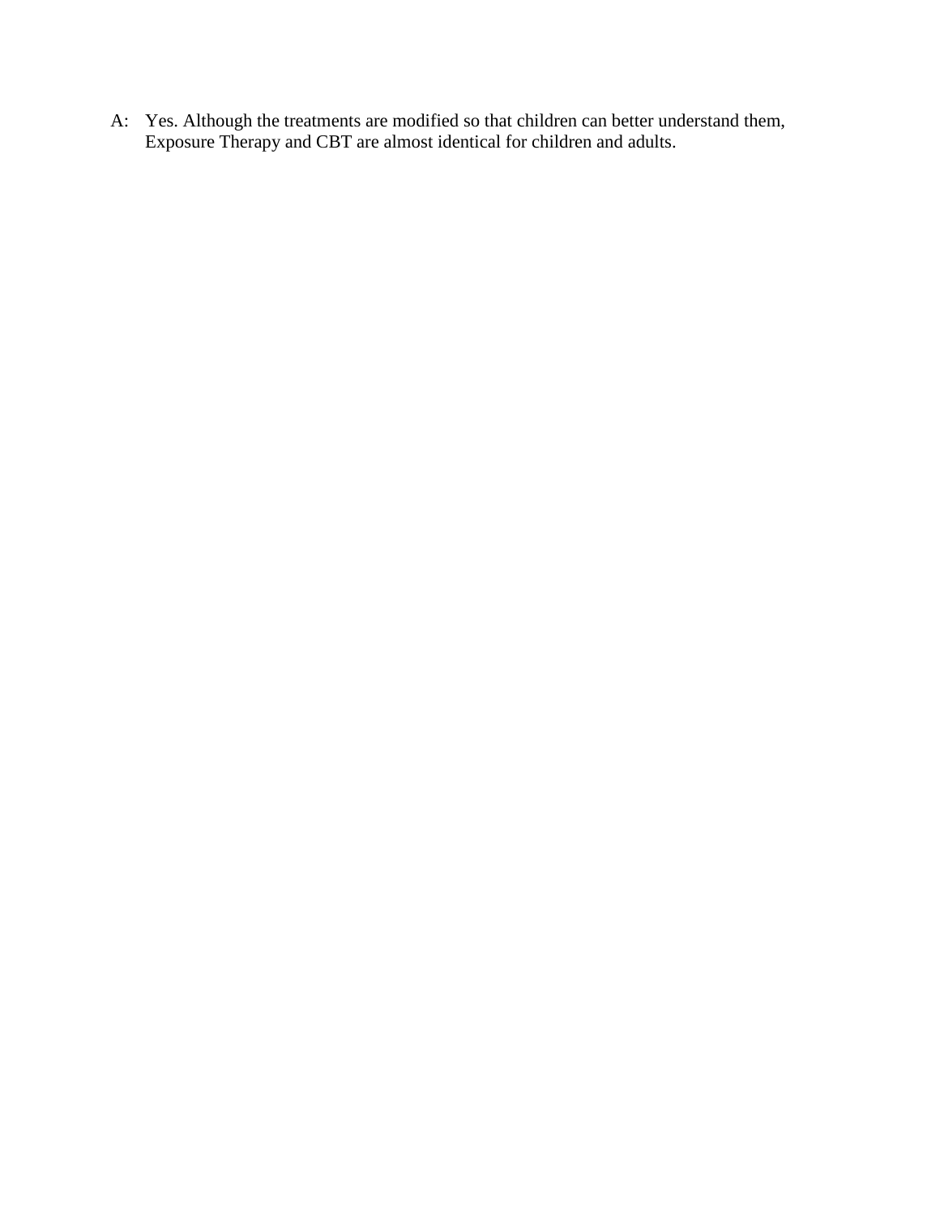A: Yes. Although the treatments are modified so that children can better understand them, Exposure Therapy and CBT are almost identical for children and adults.